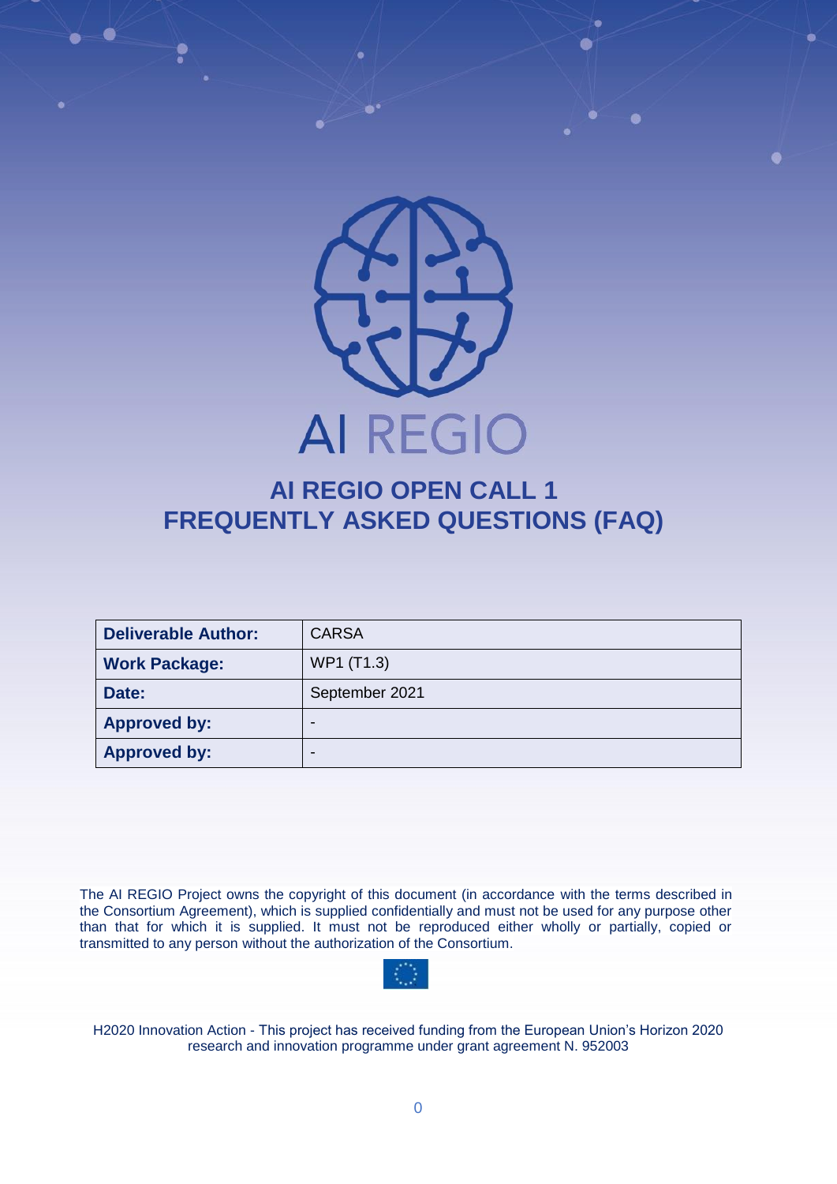AI REGIO

# AI REGIO OPEN CALL 1
# FREQUENTLY ASKED QUESTIONS (FAQ)

| **Deliverable Author:** | CARSA |
| --- | --- |
| **Work Package:** | WP1 (T1.3) |
| **Date:** | September 2021 |
| **Approved by:** | - |
| **Approved by:** | - |

The AI REGIO Project owns the copyright of this document (in accordance with the terms described in the Consortium Agreement), which is supplied confidentially and must not be used for any purpose other than that for which it is supplied. It must not be reproduced either wholly or partially, copied or transmitted to any person without the authorization of the Consortium.

H2020 Innovation Action - This project has received funding from the European Union's Horizon 2020 research and innovation programme under grant agreement N. 952003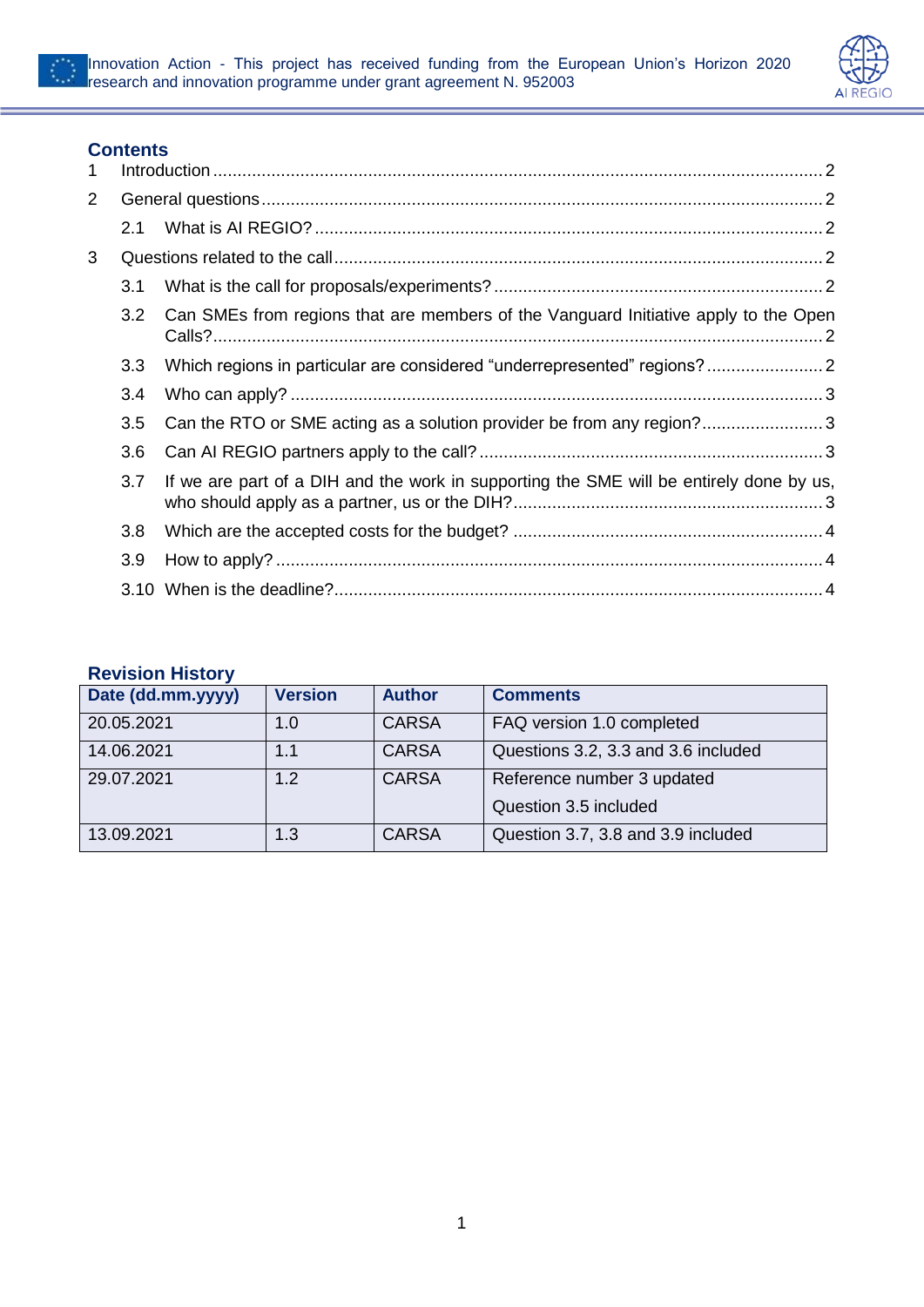## Contents

1 Introduction ..... 2

2 General questions ..... 2

  2.1 What is AI REGIO? ..... 2

3 Questions related to the call ..... 2

  3.1 What is the call for proposals/experiments? ..... 2

  3.2 Can SMEs from regions that are members of the Vanguard Initiative apply to the Open Calls? ..... 2

  3.3 Which regions in particular are considered “underrepresented” regions? ..... 2

  3.4 Who can apply? ..... 3

  3.5 Can the RTO or SME acting as a solution provider be from any region? ..... 3

  3.6 Can AI REGIO partners apply to the call? ..... 3

  3.7 If we are part of a DIH and the work in supporting the SME will be entirely done by us, who should apply as a partner, us or the DIH? ..... 3

  3.8 Which are the accepted costs for the budget? ..... 4

  3.9 How to apply? ..... 4

  3.10 When is the deadline? ..... 4

## Revision History

| Date (dd.mm.yyyy) | Version | Author | Comments |
|---|---|---|---|
| 20.05.2021 | 1.0 | CARSA | FAQ version 1.0 completed |
| 14.06.2021 | 1.1 | CARSA | Questions 3.2, 3.3 and 3.6 included |
| 29.07.2021 | 1.2 | CARSA | Reference number 3 updated<br>Question 3.5 included |
| 13.09.2021 | 1.3 | CARSA | Question 3.7, 3.8 and 3.9 included |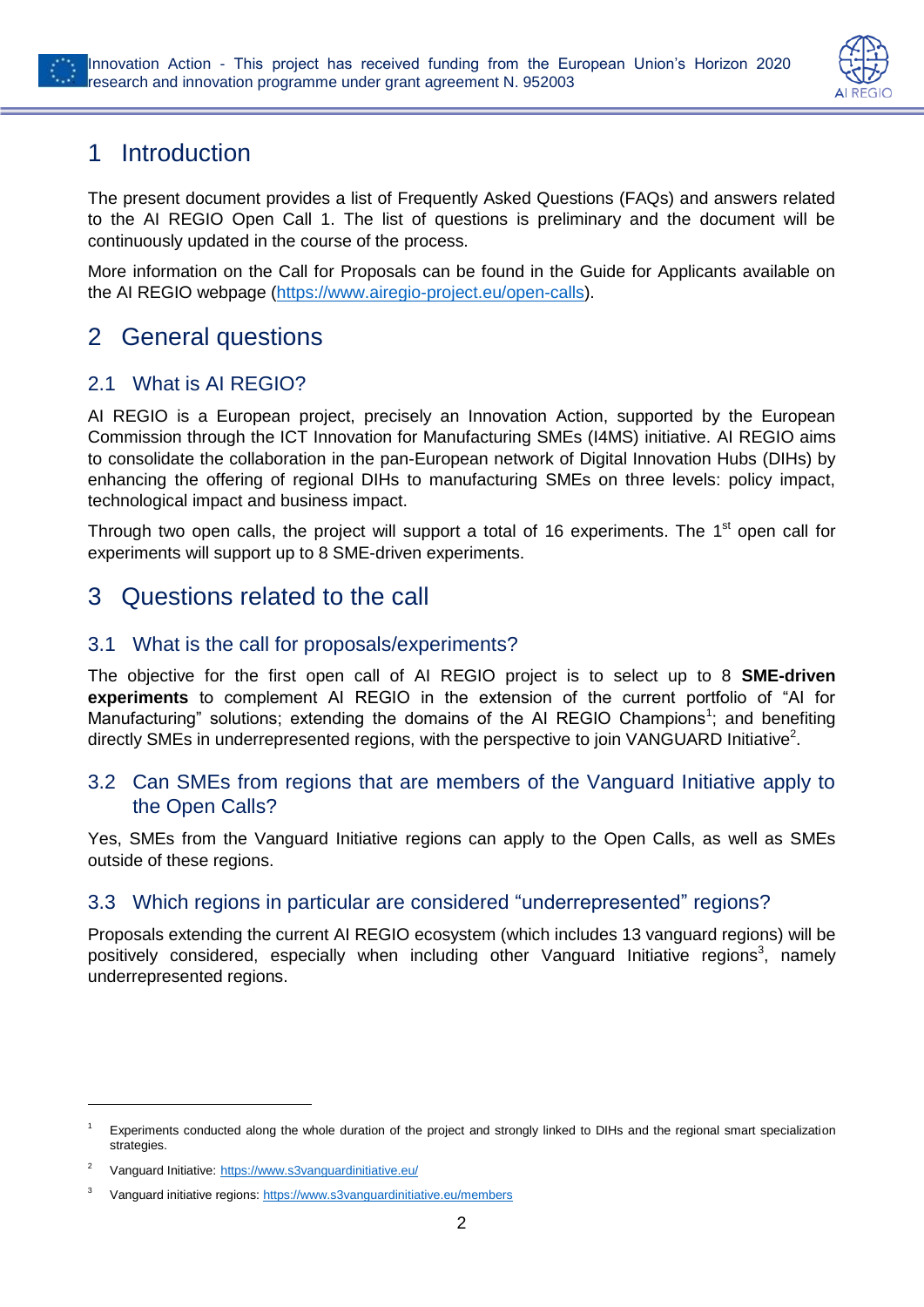# 1 Introduction

The present document provides a list of Frequently Asked Questions (FAQs) and answers related to the AI REGIO Open Call 1. The list of questions is preliminary and the document will be continuously updated in the course of the process.

More information on the Call for Proposals can be found in the Guide for Applicants available on the AI REGIO webpage (https://www.airegio-project.eu/open-calls).

# 2 General questions

## 2.1 What is AI REGIO?

AI REGIO is a European project, precisely an Innovation Action, supported by the European Commission through the ICT Innovation for Manufacturing SMEs (I4MS) initiative. AI REGIO aims to consolidate the collaboration in the pan-European network of Digital Innovation Hubs (DIHs) by enhancing the offering of regional DIHs to manufacturing SMEs on three levels: policy impact, technological impact and business impact.

Through two open calls, the project will support a total of 16 experiments. The 1st open call for experiments will support up to 8 SME-driven experiments.

# 3 Questions related to the call

## 3.1 What is the call for proposals/experiments?

The objective for the first open call of AI REGIO project is to select up to 8 **SME-driven experiments** to complement AI REGIO in the extension of the current portfolio of "AI for Manufacturing" solutions; extending the domains of the AI REGIO Champions[1]; and benefiting directly SMEs in underrepresented regions, with the perspective to join VANGUARD Initiative[2].

## 3.2 Can SMEs from regions that are members of the Vanguard Initiative apply to the Open Calls?

Yes, SMEs from the Vanguard Initiative regions can apply to the Open Calls, as well as SMEs outside of these regions.

## 3.3 Which regions in particular are considered "underrepresented" regions?

Proposals extending the current AI REGIO ecosystem (which includes 13 vanguard regions) will be positively considered, especially when including other Vanguard Initiative regions[3], namely underrepresented regions.

---

[1] Experiments conducted along the whole duration of the project and strongly linked to DIHs and the regional smart specialization strategies.

[2] Vanguard Initiative: https://www.s3vanguardinitiative.eu/

[3] Vanguard initiative regions: https://www.s3vanguardinitiative.eu/members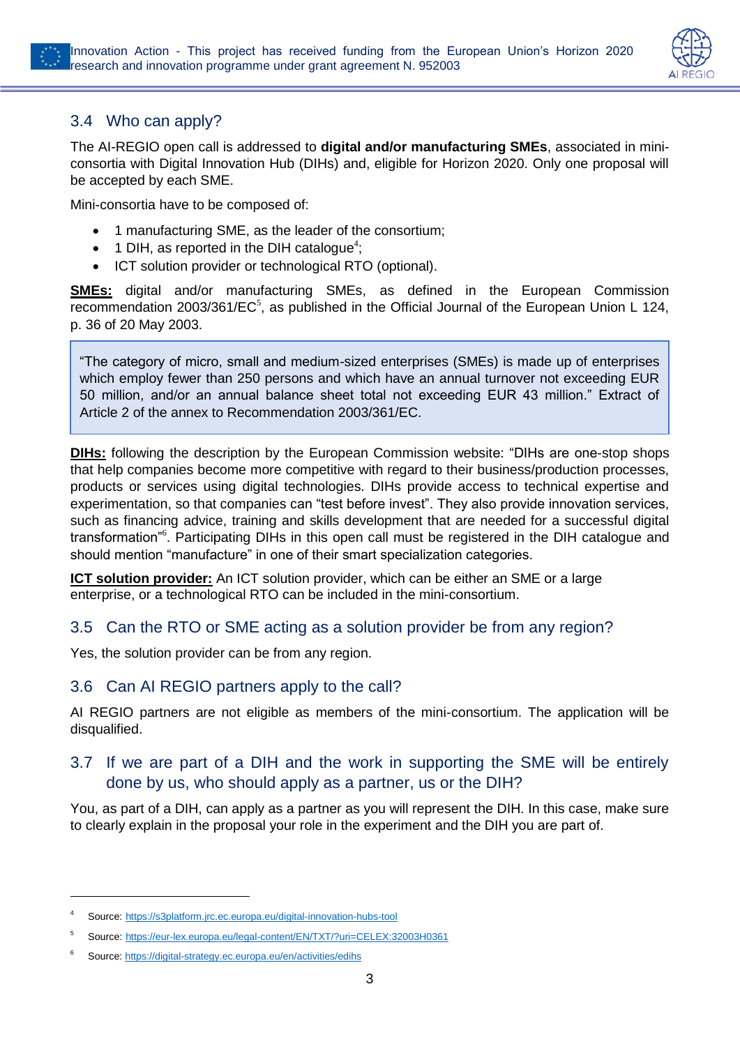## 3.4 Who can apply?

The AI-REGIO open call is addressed to **digital and/or manufacturing SMEs**, associated in mini-consortia with Digital Innovation Hub (DIHs) and, eligible for Horizon 2020. Only one proposal will be accepted by each SME.

Mini-consortia have to be composed of:

- 1 manufacturing SME, as the leader of the consortium;
- 1 DIH, as reported in the DIH catalogue[4];
- ICT solution provider or technological RTO (optional).

**SMEs:** digital and/or manufacturing SMEs, as defined in the European Commission recommendation 2003/361/EC[5], as published in the Official Journal of the European Union L 124, p. 36 of 20 May 2003.

> "The category of micro, small and medium-sized enterprises (SMEs) is made up of enterprises which employ fewer than 250 persons and which have an annual turnover not exceeding EUR 50 million, and/or an annual balance sheet total not exceeding EUR 43 million." Extract of Article 2 of the annex to Recommendation 2003/361/EC.

**DIHs:** following the description by the European Commission website: "DIHs are one-stop shops that help companies become more competitive with regard to their business/production processes, products or services using digital technologies. DIHs provide access to technical expertise and experimentation, so that companies can "test before invest". They also provide innovation services, such as financing advice, training and skills development that are needed for a successful digital transformation"[6]. Participating DIHs in this open call must be registered in the DIH catalogue and should mention "manufacture" in one of their smart specialization categories.

**ICT solution provider:** An ICT solution provider, which can be either an SME or a large enterprise, or a technological RTO can be included in the mini-consortium.

## 3.5 Can the RTO or SME acting as a solution provider be from any region?

Yes, the solution provider can be from any region.

## 3.6 Can AI REGIO partners apply to the call?

AI REGIO partners are not eligible as members of the mini-consortium. The application will be disqualified.

## 3.7 If we are part of a DIH and the work in supporting the SME will be entirely done by us, who should apply as a partner, us or the DIH?

You, as part of a DIH, can apply as a partner as you will represent the DIH. In this case, make sure to clearly explain in the proposal your role in the experiment and the DIH you are part of.

---

[4] Source: https://s3platform.jrc.ec.europa.eu/digital-innovation-hubs-tool

[5] Source: https://eur-lex.europa.eu/legal-content/EN/TXT/?uri=CELEX:32003H0361

[6] Source: https://digital-strategy.ec.europa.eu/en/activities/edihs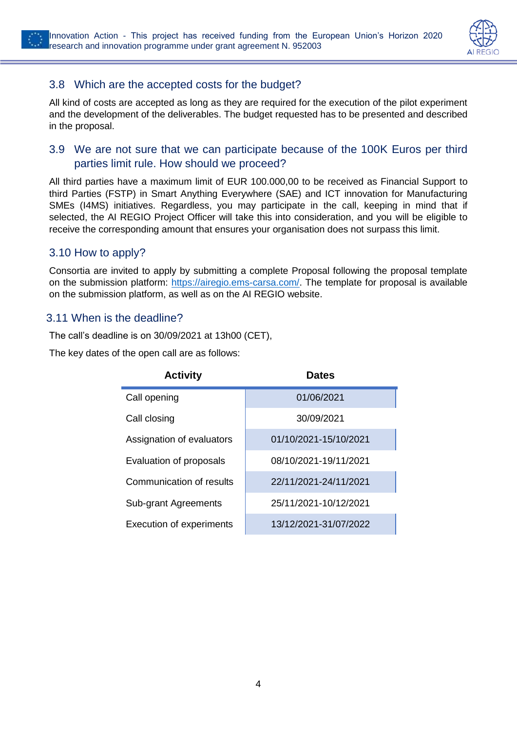### 3.8 Which are the accepted costs for the budget?

All kind of costs are accepted as long as they are required for the execution of the pilot experiment and the development of the deliverables. The budget requested has to be presented and described in the proposal.

### 3.9 We are not sure that we can participate because of the 100K Euros per third parties limit rule. How should we proceed?

All third parties have a maximum limit of EUR 100.000,00 to be received as Financial Support to third Parties (FSTP) in Smart Anything Everywhere (SAE) and ICT innovation for Manufacturing SMEs (I4MS) initiatives. Regardless, you may participate in the call, keeping in mind that if selected, the AI REGIO Project Officer will take this into consideration, and you will be eligible to receive the corresponding amount that ensures your organisation does not surpass this limit.

### 3.10 How to apply?

Consortia are invited to apply by submitting a complete Proposal following the proposal template on the submission platform: https://airegio.ems-carsa.com/. The template for proposal is available on the submission platform, as well as on the AI REGIO website.

### 3.11 When is the deadline?

The call's deadline is on 30/09/2021 at 13h00 (CET),

The key dates of the open call are as follows:

| Activity | Dates |
|---|---|
| Call opening | 01/06/2021 |
| Call closing | 30/09/2021 |
| Assignation of evaluators | 01/10/2021-15/10/2021 |
| Evaluation of proposals | 08/10/2021-19/11/2021 |
| Communication of results | 22/11/2021-24/11/2021 |
| Sub-grant Agreements | 25/11/2021-10/12/2021 |
| Execution of experiments | 13/12/2021-31/07/2022 |